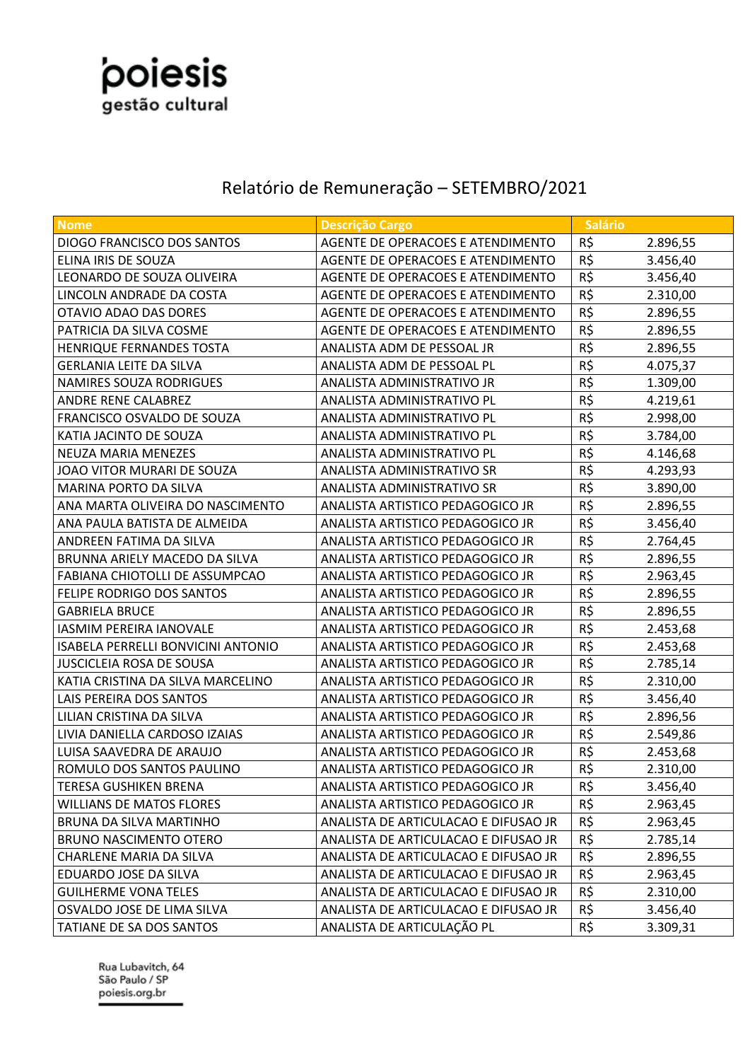poiesis
gestão cultural

# Relatório de Remuneração – SETEMBRO/2021

| Nome | Descrição Cargo | Salário | |
|---|---|---|---|
| DIOGO FRANCISCO DOS SANTOS | AGENTE DE OPERACOES E ATENDIMENTO | R$ | 2.896,55 |
| ELINA IRIS DE SOUZA | AGENTE DE OPERACOES E ATENDIMENTO | R$ | 3.456,40 |
| LEONARDO DE SOUZA OLIVEIRA | AGENTE DE OPERACOES E ATENDIMENTO | R$ | 3.456,40 |
| LINCOLN ANDRADE DA COSTA | AGENTE DE OPERACOES E ATENDIMENTO | R$ | 2.310,00 |
| OTAVIO ADAO DAS DORES | AGENTE DE OPERACOES E ATENDIMENTO | R$ | 2.896,55 |
| PATRICIA DA SILVA COSME | AGENTE DE OPERACOES E ATENDIMENTO | R$ | 2.896,55 |
| HENRIQUE FERNANDES TOSTA | ANALISTA ADM DE PESSOAL JR | R$ | 2.896,55 |
| GERLANIA LEITE DA SILVA | ANALISTA ADM DE PESSOAL PL | R$ | 4.075,37 |
| NAMIRES SOUZA RODRIGUES | ANALISTA ADMINISTRATIVO JR | R$ | 1.309,00 |
| ANDRE RENE CALABREZ | ANALISTA ADMINISTRATIVO PL | R$ | 4.219,61 |
| FRANCISCO OSVALDO DE SOUZA | ANALISTA ADMINISTRATIVO PL | R$ | 2.998,00 |
| KATIA JACINTO DE SOUZA | ANALISTA ADMINISTRATIVO PL | R$ | 3.784,00 |
| NEUZA MARIA MENEZES | ANALISTA ADMINISTRATIVO PL | R$ | 4.146,68 |
| JOAO VITOR MURARI DE SOUZA | ANALISTA ADMINISTRATIVO SR | R$ | 4.293,93 |
| MARINA PORTO DA SILVA | ANALISTA ADMINISTRATIVO SR | R$ | 3.890,00 |
| ANA MARTA OLIVEIRA DO NASCIMENTO | ANALISTA ARTISTICO PEDAGOGICO JR | R$ | 2.896,55 |
| ANA PAULA BATISTA DE ALMEIDA | ANALISTA ARTISTICO PEDAGOGICO JR | R$ | 3.456,40 |
| ANDREEN FATIMA DA SILVA | ANALISTA ARTISTICO PEDAGOGICO JR | R$ | 2.764,45 |
| BRUNNA ARIELY MACEDO DA SILVA | ANALISTA ARTISTICO PEDAGOGICO JR | R$ | 2.896,55 |
| FABIANA CHIOTOLLI DE ASSUMPCAO | ANALISTA ARTISTICO PEDAGOGICO JR | R$ | 2.963,45 |
| FELIPE RODRIGO DOS SANTOS | ANALISTA ARTISTICO PEDAGOGICO JR | R$ | 2.896,55 |
| GABRIELA BRUCE | ANALISTA ARTISTICO PEDAGOGICO JR | R$ | 2.896,55 |
| IASMIM PEREIRA IANOVALE | ANALISTA ARTISTICO PEDAGOGICO JR | R$ | 2.453,68 |
| ISABELA PERRELLI BONVICINI ANTONIO | ANALISTA ARTISTICO PEDAGOGICO JR | R$ | 2.453,68 |
| JUSCICLEIA ROSA DE SOUSA | ANALISTA ARTISTICO PEDAGOGICO JR | R$ | 2.785,14 |
| KATIA CRISTINA DA SILVA MARCELINO | ANALISTA ARTISTICO PEDAGOGICO JR | R$ | 2.310,00 |
| LAIS PEREIRA DOS SANTOS | ANALISTA ARTISTICO PEDAGOGICO JR | R$ | 3.456,40 |
| LILIAN CRISTINA DA SILVA | ANALISTA ARTISTICO PEDAGOGICO JR | R$ | 2.896,56 |
| LIVIA DANIELLA CARDOSO IZAIAS | ANALISTA ARTISTICO PEDAGOGICO JR | R$ | 2.549,86 |
| LUISA SAAVEDRA DE ARAUJO | ANALISTA ARTISTICO PEDAGOGICO JR | R$ | 2.453,68 |
| ROMULO DOS SANTOS PAULINO | ANALISTA ARTISTICO PEDAGOGICO JR | R$ | 2.310,00 |
| TERESA GUSHIKEN BRENA | ANALISTA ARTISTICO PEDAGOGICO JR | R$ | 3.456,40 |
| WILLIANS DE MATOS FLORES | ANALISTA ARTISTICO PEDAGOGICO JR | R$ | 2.963,45 |
| BRUNA DA SILVA MARTINHO | ANALISTA DE ARTICULACAO E DIFUSAO JR | R$ | 2.963,45 |
| BRUNO NASCIMENTO OTERO | ANALISTA DE ARTICULACAO E DIFUSAO JR | R$ | 2.785,14 |
| CHARLENE MARIA DA SILVA | ANALISTA DE ARTICULACAO E DIFUSAO JR | R$ | 2.896,55 |
| EDUARDO JOSE DA SILVA | ANALISTA DE ARTICULACAO E DIFUSAO JR | R$ | 2.963,45 |
| GUILHERME VONA TELES | ANALISTA DE ARTICULACAO E DIFUSAO JR | R$ | 2.310,00 |
| OSVALDO JOSE DE LIMA SILVA | ANALISTA DE ARTICULACAO E DIFUSAO JR | R$ | 3.456,40 |
| TATIANE DE SA DOS SANTOS | ANALISTA DE ARTICULAÇÃO PL | R$ | 3.309,31 |

Rua Lubavitch, 64
São Paulo / SP
poiesis.org.br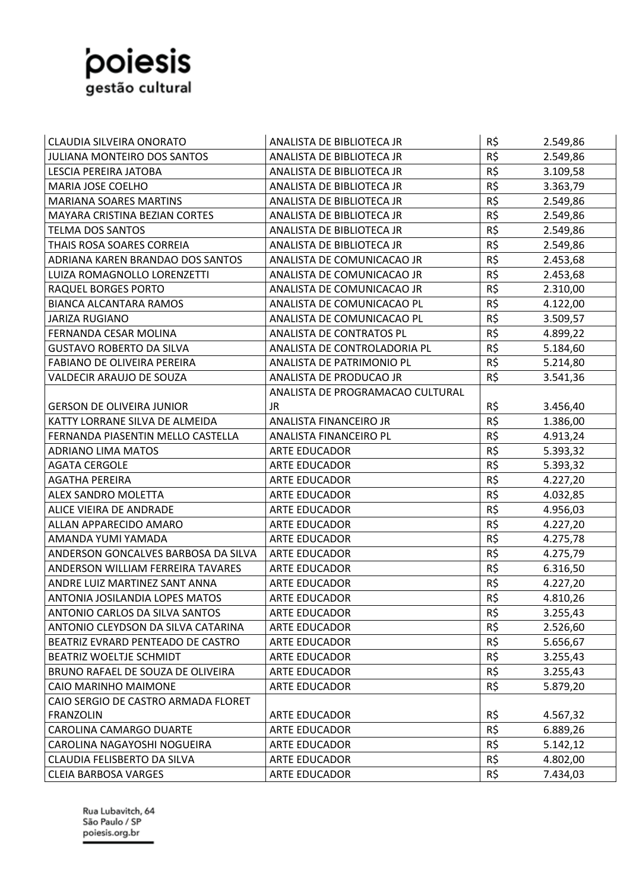| CLAUDIA SILVEIRA ONORATO | ANALISTA DE BIBLIOTECA JR | R$ | 2.549,86 |
|---|---|---|---|
| JULIANA MONTEIRO DOS SANTOS | ANALISTA DE BIBLIOTECA JR | R$ | 2.549,86 |
| LESCIA PEREIRA JATOBA | ANALISTA DE BIBLIOTECA JR | R$ | 3.109,58 |
| MARIA JOSE COELHO | ANALISTA DE BIBLIOTECA JR | R$ | 3.363,79 |
| MARIANA SOARES MARTINS | ANALISTA DE BIBLIOTECA JR | R$ | 2.549,86 |
| MAYARA CRISTINA BEZIAN CORTES | ANALISTA DE BIBLIOTECA JR | R$ | 2.549,86 |
| TELMA DOS SANTOS | ANALISTA DE BIBLIOTECA JR | R$ | 2.549,86 |
| THAIS ROSA SOARES CORREIA | ANALISTA DE BIBLIOTECA JR | R$ | 2.549,86 |
| ADRIANA KAREN BRANDAO DOS SANTOS | ANALISTA DE COMUNICACAO JR | R$ | 2.453,68 |
| LUIZA ROMAGNOLLO LORENZETTI | ANALISTA DE COMUNICACAO JR | R$ | 2.453,68 |
| RAQUEL BORGES PORTO | ANALISTA DE COMUNICACAO JR | R$ | 2.310,00 |
| BIANCA ALCANTARA RAMOS | ANALISTA DE COMUNICACAO PL | R$ | 4.122,00 |
| JARIZA RUGIANO | ANALISTA DE COMUNICACAO PL | R$ | 3.509,57 |
| FERNANDA CESAR MOLINA | ANALISTA DE CONTRATOS PL | R$ | 4.899,22 |
| GUSTAVO ROBERTO DA SILVA | ANALISTA DE CONTROLADORIA PL | R$ | 5.184,60 |
| FABIANO DE OLIVEIRA PEREIRA | ANALISTA DE PATRIMONIO PL | R$ | 5.214,80 |
| VALDECIR ARAUJO DE SOUZA | ANALISTA DE PRODUCAO JR | R$ | 3.541,36 |
| GERSON DE OLIVEIRA JUNIOR | ANALISTA DE PROGRAMACAO CULTURAL JR | R$ | 3.456,40 |
| KATTY LORRANE SILVA DE ALMEIDA | ANALISTA FINANCEIRO JR | R$ | 1.386,00 |
| FERNANDA PIASENTIN MELLO CASTELLA | ANALISTA FINANCEIRO PL | R$ | 4.913,24 |
| ADRIANO LIMA MATOS | ARTE EDUCADOR | R$ | 5.393,32 |
| AGATA CERGOLE | ARTE EDUCADOR | R$ | 5.393,32 |
| AGATHA PEREIRA | ARTE EDUCADOR | R$ | 4.227,20 |
| ALEX SANDRO MOLETTA | ARTE EDUCADOR | R$ | 4.032,85 |
| ALICE VIEIRA DE ANDRADE | ARTE EDUCADOR | R$ | 4.956,03 |
| ALLAN APPARECIDO AMARO | ARTE EDUCADOR | R$ | 4.227,20 |
| AMANDA YUMI YAMADA | ARTE EDUCADOR | R$ | 4.275,78 |
| ANDERSON GONCALVES BARBOSA DA SILVA | ARTE EDUCADOR | R$ | 4.275,79 |
| ANDERSON WILLIAM FERREIRA TAVARES | ARTE EDUCADOR | R$ | 6.316,50 |
| ANDRE LUIZ MARTINEZ SANT ANNA | ARTE EDUCADOR | R$ | 4.227,20 |
| ANTONIA JOSILANDIA LOPES MATOS | ARTE EDUCADOR | R$ | 4.810,26 |
| ANTONIO CARLOS DA SILVA SANTOS | ARTE EDUCADOR | R$ | 3.255,43 |
| ANTONIO CLEYDSON DA SILVA CATARINA | ARTE EDUCADOR | R$ | 2.526,60 |
| BEATRIZ EVRARD PENTEADO DE CASTRO | ARTE EDUCADOR | R$ | 5.656,67 |
| BEATRIZ WOELTJE SCHMIDT | ARTE EDUCADOR | R$ | 3.255,43 |
| BRUNO RAFAEL DE SOUZA DE OLIVEIRA | ARTE EDUCADOR | R$ | 3.255,43 |
| CAIO MARINHO MAIMONE | ARTE EDUCADOR | R$ | 5.879,20 |
| CAIO SERGIO DE CASTRO ARMADA FLORET FRANZOLIN | ARTE EDUCADOR | R$ | 4.567,32 |
| CAROLINA CAMARGO DUARTE | ARTE EDUCADOR | R$ | 6.889,26 |
| CAROLINA NAGAYOSHI NOGUEIRA | ARTE EDUCADOR | R$ | 5.142,12 |
| CLAUDIA FELISBERTO DA SILVA | ARTE EDUCADOR | R$ | 4.802,00 |
| CLEIA BARBOSA VARGES | ARTE EDUCADOR | R$ | 7.434,03 |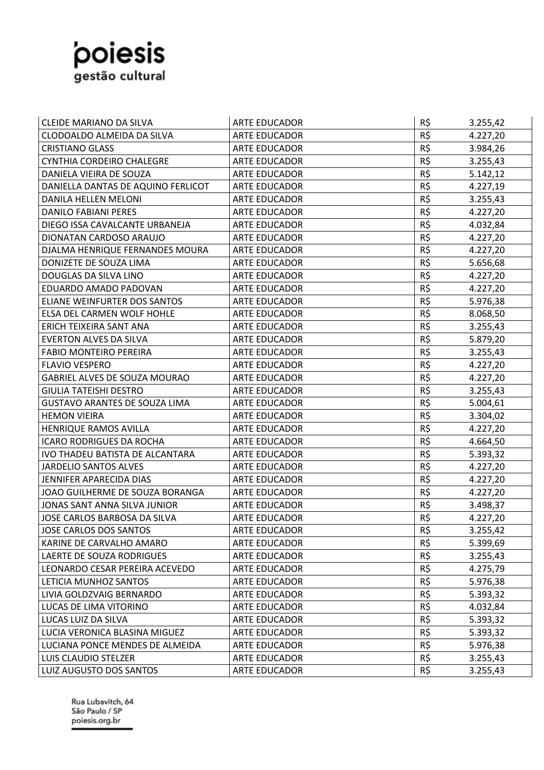poiesis
gestão cultural

| | | | |
|---|---|---|---|
| CLEIDE MARIANO DA SILVA | ARTE EDUCADOR | R$ | 3.255,42 |
| CLODOALDO ALMEIDA DA SILVA | ARTE EDUCADOR | R$ | 4.227,20 |
| CRISTIANO GLASS | ARTE EDUCADOR | R$ | 3.984,26 |
| CYNTHIA CORDEIRO CHALEGRE | ARTE EDUCADOR | R$ | 3.255,43 |
| DANIELA VIEIRA DE SOUZA | ARTE EDUCADOR | R$ | 5.142,12 |
| DANIELLA DANTAS DE AQUINO FERLICOT | ARTE EDUCADOR | R$ | 4.227,19 |
| DANILA HELLEN MELONI | ARTE EDUCADOR | R$ | 3.255,43 |
| DANILO FABIANI PERES | ARTE EDUCADOR | R$ | 4.227,20 |
| DIEGO ISSA CAVALCANTE URBANEJA | ARTE EDUCADOR | R$ | 4.032,84 |
| DIONATAN CARDOSO ARAUJO | ARTE EDUCADOR | R$ | 4.227,20 |
| DJALMA HENRIQUE FERNANDES MOURA | ARTE EDUCADOR | R$ | 4.227,20 |
| DONIZETE DE SOUZA LIMA | ARTE EDUCADOR | R$ | 5.656,68 |
| DOUGLAS DA SILVA LINO | ARTE EDUCADOR | R$ | 4.227,20 |
| EDUARDO AMADO PADOVAN | ARTE EDUCADOR | R$ | 4.227,20 |
| ELIANE WEINFURTER DOS SANTOS | ARTE EDUCADOR | R$ | 5.976,38 |
| ELSA DEL CARMEN WOLF HOHLE | ARTE EDUCADOR | R$ | 8.068,50 |
| ERICH TEIXEIRA SANT ANA | ARTE EDUCADOR | R$ | 3.255,43 |
| EVERTON ALVES DA SILVA | ARTE EDUCADOR | R$ | 5.879,20 |
| FABIO MONTEIRO PEREIRA | ARTE EDUCADOR | R$ | 3.255,43 |
| FLAVIO VESPERO | ARTE EDUCADOR | R$ | 4.227,20 |
| GABRIEL ALVES DE SOUZA MOURAO | ARTE EDUCADOR | R$ | 4.227,20 |
| GIULIA TATEISHI DESTRO | ARTE EDUCADOR | R$ | 3.255,43 |
| GUSTAVO ARANTES DE SOUZA LIMA | ARTE EDUCADOR | R$ | 5.004,61 |
| HEMON VIEIRA | ARTE EDUCADOR | R$ | 3.304,02 |
| HENRIQUE RAMOS AVILLA | ARTE EDUCADOR | R$ | 4.227,20 |
| ICARO RODRIGUES DA ROCHA | ARTE EDUCADOR | R$ | 4.664,50 |
| IVO THADEU BATISTA DE ALCANTARA | ARTE EDUCADOR | R$ | 5.393,32 |
| JARDELIO SANTOS ALVES | ARTE EDUCADOR | R$ | 4.227,20 |
| JENNIFER APARECIDA DIAS | ARTE EDUCADOR | R$ | 4.227,20 |
| JOAO GUILHERME DE SOUZA BORANGA | ARTE EDUCADOR | R$ | 4.227,20 |
| JONAS SANT ANNA SILVA JUNIOR | ARTE EDUCADOR | R$ | 3.498,37 |
| JOSE CARLOS BARBOSA DA SILVA | ARTE EDUCADOR | R$ | 4.227,20 |
| JOSE CARLOS DOS SANTOS | ARTE EDUCADOR | R$ | 3.255,42 |
| KARINE DE CARVALHO AMARO | ARTE EDUCADOR | R$ | 5.399,69 |
| LAERTE DE SOUZA RODRIGUES | ARTE EDUCADOR | R$ | 3.255,43 |
| LEONARDO CESAR PEREIRA ACEVEDO | ARTE EDUCADOR | R$ | 4.275,79 |
| LETICIA MUNHOZ SANTOS | ARTE EDUCADOR | R$ | 5.976,38 |
| LIVIA GOLDZVAIG BERNARDO | ARTE EDUCADOR | R$ | 5.393,32 |
| LUCAS DE LIMA VITORINO | ARTE EDUCADOR | R$ | 4.032,84 |
| LUCAS LUIZ DA SILVA | ARTE EDUCADOR | R$ | 5.393,32 |
| LUCIA VERONICA BLASINA MIGUEZ | ARTE EDUCADOR | R$ | 5.393,32 |
| LUCIANA PONCE MENDES DE ALMEIDA | ARTE EDUCADOR | R$ | 5.976,38 |
| LUIS CLAUDIO STELZER | ARTE EDUCADOR | R$ | 3.255,43 |
| LUIZ AUGUSTO DOS SANTOS | ARTE EDUCADOR | R$ | 3.255,43 |

Rua Lubavitch, 64
São Paulo / SP
poiesis.org.br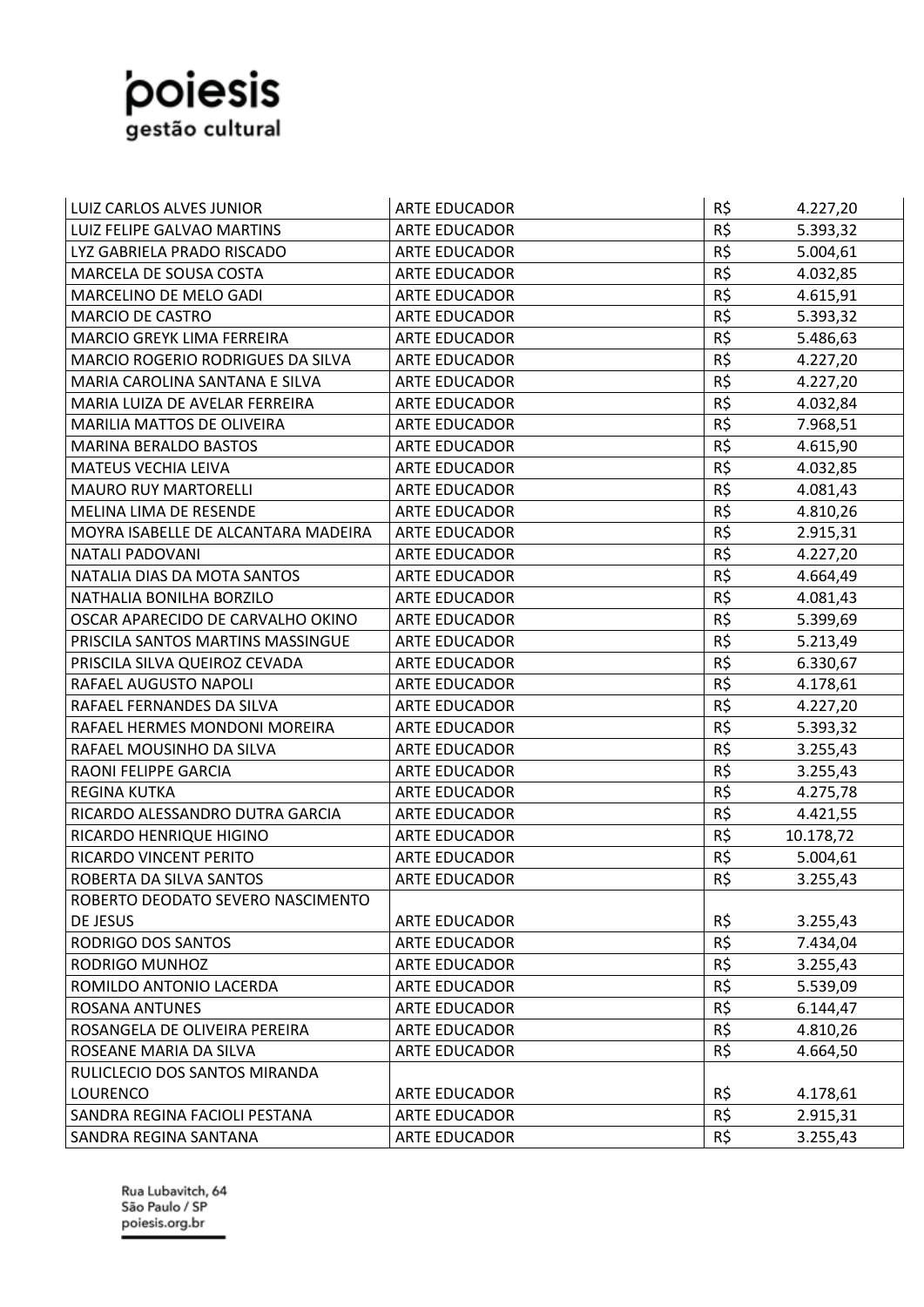| | | | |
|---|---|---|---|
| LUIZ CARLOS ALVES JUNIOR | ARTE EDUCADOR | R$ | 4.227,20 |
| LUIZ FELIPE GALVAO MARTINS | ARTE EDUCADOR | R$ | 5.393,32 |
| LYZ GABRIELA PRADO RISCADO | ARTE EDUCADOR | R$ | 5.004,61 |
| MARCELA DE SOUSA COSTA | ARTE EDUCADOR | R$ | 4.032,85 |
| MARCELINO DE MELO GADI | ARTE EDUCADOR | R$ | 4.615,91 |
| MARCIO DE CASTRO | ARTE EDUCADOR | R$ | 5.393,32 |
| MARCIO GREYK LIMA FERREIRA | ARTE EDUCADOR | R$ | 5.486,63 |
| MARCIO ROGERIO RODRIGUES DA SILVA | ARTE EDUCADOR | R$ | 4.227,20 |
| MARIA CAROLINA SANTANA E SILVA | ARTE EDUCADOR | R$ | 4.227,20 |
| MARIA LUIZA DE AVELAR FERREIRA | ARTE EDUCADOR | R$ | 4.032,84 |
| MARILIA MATTOS DE OLIVEIRA | ARTE EDUCADOR | R$ | 7.968,51 |
| MARINA BERALDO BASTOS | ARTE EDUCADOR | R$ | 4.615,90 |
| MATEUS VECHIA LEIVA | ARTE EDUCADOR | R$ | 4.032,85 |
| MAURO RUY MARTORELLI | ARTE EDUCADOR | R$ | 4.081,43 |
| MELINA LIMA DE RESENDE | ARTE EDUCADOR | R$ | 4.810,26 |
| MOYRA ISABELLE DE ALCANTARA MADEIRA | ARTE EDUCADOR | R$ | 2.915,31 |
| NATALI PADOVANI | ARTE EDUCADOR | R$ | 4.227,20 |
| NATALIA DIAS DA MOTA SANTOS | ARTE EDUCADOR | R$ | 4.664,49 |
| NATHALIA BONILHA BORZILO | ARTE EDUCADOR | R$ | 4.081,43 |
| OSCAR APARECIDO DE CARVALHO OKINO | ARTE EDUCADOR | R$ | 5.399,69 |
| PRISCILA SANTOS MARTINS MASSINGUE | ARTE EDUCADOR | R$ | 5.213,49 |
| PRISCILA SILVA QUEIROZ CEVADA | ARTE EDUCADOR | R$ | 6.330,67 |
| RAFAEL AUGUSTO NAPOLI | ARTE EDUCADOR | R$ | 4.178,61 |
| RAFAEL FERNANDES DA SILVA | ARTE EDUCADOR | R$ | 4.227,20 |
| RAFAEL HERMES MONDONI MOREIRA | ARTE EDUCADOR | R$ | 5.393,32 |
| RAFAEL MOUSINHO DA SILVA | ARTE EDUCADOR | R$ | 3.255,43 |
| RAONI FELIPPE GARCIA | ARTE EDUCADOR | R$ | 3.255,43 |
| REGINA KUTKA | ARTE EDUCADOR | R$ | 4.275,78 |
| RICARDO ALESSANDRO DUTRA GARCIA | ARTE EDUCADOR | R$ | 4.421,55 |
| RICARDO HENRIQUE HIGINO | ARTE EDUCADOR | R$ | 10.178,72 |
| RICARDO VINCENT PERITO | ARTE EDUCADOR | R$ | 5.004,61 |
| ROBERTA DA SILVA SANTOS | ARTE EDUCADOR | R$ | 3.255,43 |
| ROBERTO DEODATO SEVERO NASCIMENTO DE JESUS | ARTE EDUCADOR | R$ | 3.255,43 |
| RODRIGO DOS SANTOS | ARTE EDUCADOR | R$ | 7.434,04 |
| RODRIGO MUNHOZ | ARTE EDUCADOR | R$ | 3.255,43 |
| ROMILDO ANTONIO LACERDA | ARTE EDUCADOR | R$ | 5.539,09 |
| ROSANA ANTUNES | ARTE EDUCADOR | R$ | 6.144,47 |
| ROSANGELA DE OLIVEIRA PEREIRA | ARTE EDUCADOR | R$ | 4.810,26 |
| ROSEANE MARIA DA SILVA | ARTE EDUCADOR | R$ | 4.664,50 |
| RULICLECIO DOS SANTOS MIRANDA LOURENCO | ARTE EDUCADOR | R$ | 4.178,61 |
| SANDRA REGINA FACIOLI PESTANA | ARTE EDUCADOR | R$ | 2.915,31 |
| SANDRA REGINA SANTANA | ARTE EDUCADOR | R$ | 3.255,43 |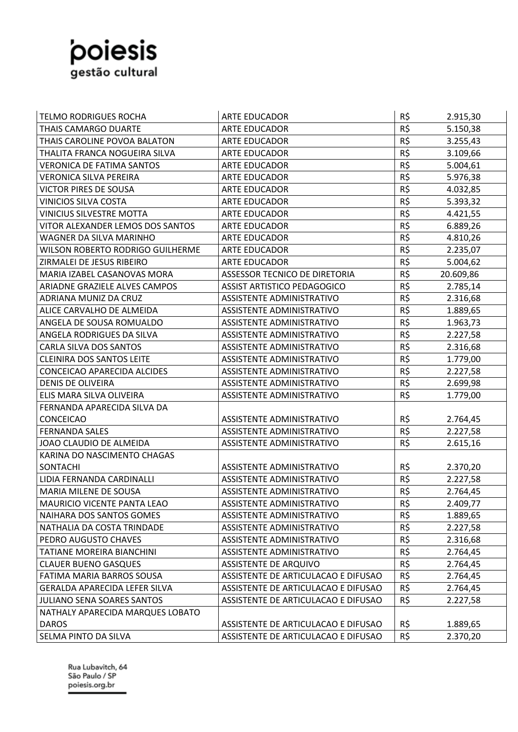| | | | |
|---|---|---|---|
| TELMO RODRIGUES ROCHA | ARTE EDUCADOR | R$ | 2.915,30 |
| THAIS CAMARGO DUARTE | ARTE EDUCADOR | R$ | 5.150,38 |
| THAIS CAROLINE POVOA BALATON | ARTE EDUCADOR | R$ | 3.255,43 |
| THALITA FRANCA NOGUEIRA SILVA | ARTE EDUCADOR | R$ | 3.109,66 |
| VERONICA DE FATIMA SANTOS | ARTE EDUCADOR | R$ | 5.004,61 |
| VERONICA SILVA PEREIRA | ARTE EDUCADOR | R$ | 5.976,38 |
| VICTOR PIRES DE SOUSA | ARTE EDUCADOR | R$ | 4.032,85 |
| VINICIOS SILVA COSTA | ARTE EDUCADOR | R$ | 5.393,32 |
| VINICIUS SILVESTRE MOTTA | ARTE EDUCADOR | R$ | 4.421,55 |
| VITOR ALEXANDER LEMOS DOS SANTOS | ARTE EDUCADOR | R$ | 6.889,26 |
| WAGNER DA SILVA MARINHO | ARTE EDUCADOR | R$ | 4.810,26 |
| WILSON ROBERTO RODRIGO GUILHERME | ARTE EDUCADOR | R$ | 2.235,07 |
| ZIRMALEI DE JESUS RIBEIRO | ARTE EDUCADOR | R$ | 5.004,62 |
| MARIA IZABEL CASANOVAS MORA | ASSESSOR TECNICO DE DIRETORIA | R$ | 20.609,86 |
| ARIADNE GRAZIELE ALVES CAMPOS | ASSIST ARTISTICO PEDAGOGICO | R$ | 2.785,14 |
| ADRIANA MUNIZ DA CRUZ | ASSISTENTE ADMINISTRATIVO | R$ | 2.316,68 |
| ALICE CARVALHO DE ALMEIDA | ASSISTENTE ADMINISTRATIVO | R$ | 1.889,65 |
| ANGELA DE SOUSA ROMUALDO | ASSISTENTE ADMINISTRATIVO | R$ | 1.963,73 |
| ANGELA RODRIGUES DA SILVA | ASSISTENTE ADMINISTRATIVO | R$ | 2.227,58 |
| CARLA SILVA DOS SANTOS | ASSISTENTE ADMINISTRATIVO | R$ | 2.316,68 |
| CLEINIRA DOS SANTOS LEITE | ASSISTENTE ADMINISTRATIVO | R$ | 1.779,00 |
| CONCEICAO APARECIDA ALCIDES | ASSISTENTE ADMINISTRATIVO | R$ | 2.227,58 |
| DENIS DE OLIVEIRA | ASSISTENTE ADMINISTRATIVO | R$ | 2.699,98 |
| ELIS MARA SILVA OLIVEIRA | ASSISTENTE ADMINISTRATIVO | R$ | 1.779,00 |
| FERNANDA APARECIDA SILVA DA CONCEICAO | ASSISTENTE ADMINISTRATIVO | R$ | 2.764,45 |
| FERNANDA SALES | ASSISTENTE ADMINISTRATIVO | R$ | 2.227,58 |
| JOAO CLAUDIO DE ALMEIDA | ASSISTENTE ADMINISTRATIVO | R$ | 2.615,16 |
| KARINA DO NASCIMENTO CHAGAS SONTACHI | ASSISTENTE ADMINISTRATIVO | R$ | 2.370,20 |
| LIDIA FERNANDA CARDINALLI | ASSISTENTE ADMINISTRATIVO | R$ | 2.227,58 |
| MARIA MILENE DE SOUSA | ASSISTENTE ADMINISTRATIVO | R$ | 2.764,45 |
| MAURICIO VICENTE PANTA LEAO | ASSISTENTE ADMINISTRATIVO | R$ | 2.409,77 |
| NAIHARA DOS SANTOS GOMES | ASSISTENTE ADMINISTRATIVO | R$ | 1.889,65 |
| NATHALIA DA COSTA TRINDADE | ASSISTENTE ADMINISTRATIVO | R$ | 2.227,58 |
| PEDRO AUGUSTO CHAVES | ASSISTENTE ADMINISTRATIVO | R$ | 2.316,68 |
| TATIANE MOREIRA BIANCHINI | ASSISTENTE ADMINISTRATIVO | R$ | 2.764,45 |
| CLAUER BUENO GASQUES | ASSISTENTE DE ARQUIVO | R$ | 2.764,45 |
| FATIMA MARIA BARROS SOUSA | ASSISTENTE DE ARTICULACAO E DIFUSAO | R$ | 2.764,45 |
| GERALDA APARECIDA LEFER SILVA | ASSISTENTE DE ARTICULACAO E DIFUSAO | R$ | 2.764,45 |
| JULIANO SENA SOARES SANTOS | ASSISTENTE DE ARTICULACAO E DIFUSAO | R$ | 2.227,58 |
| NATHALY APARECIDA MARQUES LOBATO DAROS | ASSISTENTE DE ARTICULACAO E DIFUSAO | R$ | 1.889,65 |
| SELMA PINTO DA SILVA | ASSISTENTE DE ARTICULACAO E DIFUSAO | R$ | 2.370,20 |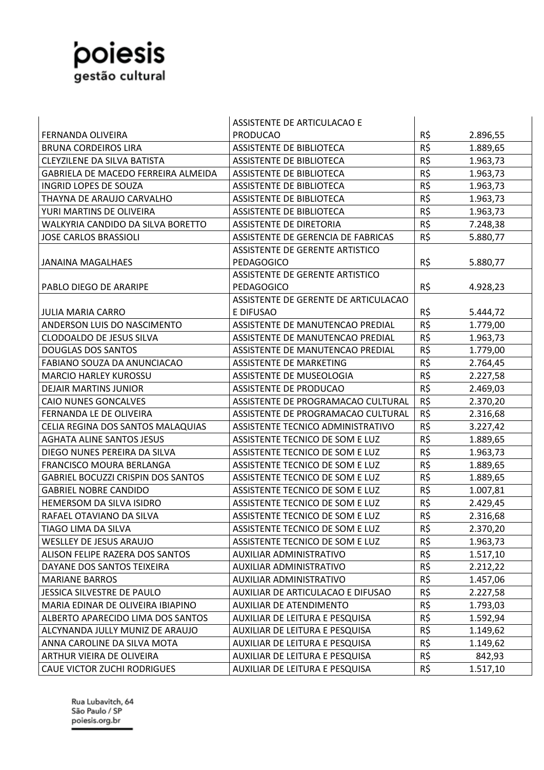| | | | |
|---|---|---|---|
| FERNANDA OLIVEIRA | ASSISTENTE DE ARTICULACAO E PRODUCAO | R$ | 2.896,55 |
| BRUNA CORDEIROS LIRA | ASSISTENTE DE BIBLIOTECA | R$ | 1.889,65 |
| CLEYZILENE DA SILVA BATISTA | ASSISTENTE DE BIBLIOTECA | R$ | 1.963,73 |
| GABRIELA DE MACEDO FERREIRA ALMEIDA | ASSISTENTE DE BIBLIOTECA | R$ | 1.963,73 |
| INGRID LOPES DE SOUZA | ASSISTENTE DE BIBLIOTECA | R$ | 1.963,73 |
| THAYNA DE ARAUJO CARVALHO | ASSISTENTE DE BIBLIOTECA | R$ | 1.963,73 |
| YURI MARTINS DE OLIVEIRA | ASSISTENTE DE BIBLIOTECA | R$ | 1.963,73 |
| WALKYRIA CANDIDO DA SILVA BORETTO | ASSISTENTE DE DIRETORIA | R$ | 7.248,38 |
| JOSE CARLOS BRASSIOLI | ASSISTENTE DE GERENCIA DE FABRICAS | R$ | 5.880,77 |
| JANAINA MAGALHAES | ASSISTENTE DE GERENTE ARTISTICO PEDAGOGICO | R$ | 5.880,77 |
| PABLO DIEGO DE ARARIPE | ASSISTENTE DE GERENTE ARTISTICO PEDAGOGICO | R$ | 4.928,23 |
| JULIA MARIA CARRO | ASSISTENTE DE GERENTE DE ARTICULACAO E DIFUSAO | R$ | 5.444,72 |
| ANDERSON LUIS DO NASCIMENTO | ASSISTENTE DE MANUTENCAO PREDIAL | R$ | 1.779,00 |
| CLODOALDO DE JESUS SILVA | ASSISTENTE DE MANUTENCAO PREDIAL | R$ | 1.963,73 |
| DOUGLAS DOS SANTOS | ASSISTENTE DE MANUTENCAO PREDIAL | R$ | 1.779,00 |
| FABIANO SOUZA DA ANUNCIACAO | ASSISTENTE DE MARKETING | R$ | 2.764,45 |
| MARCIO HARLEY KUROSSU | ASSISTENTE DE MUSEOLOGIA | R$ | 2.227,58 |
| DEJAIR MARTINS JUNIOR | ASSISTENTE DE PRODUCAO | R$ | 2.469,03 |
| CAIO NUNES GONCALVES | ASSISTENTE DE PROGRAMACAO CULTURAL | R$ | 2.370,20 |
| FERNANDA LE DE OLIVEIRA | ASSISTENTE DE PROGRAMACAO CULTURAL | R$ | 2.316,68 |
| CELIA REGINA DOS SANTOS MALAQUIAS | ASSISTENTE TECNICO ADMINISTRATIVO | R$ | 3.227,42 |
| AGHATA ALINE SANTOS JESUS | ASSISTENTE TECNICO DE SOM E LUZ | R$ | 1.889,65 |
| DIEGO NUNES PEREIRA DA SILVA | ASSISTENTE TECNICO DE SOM E LUZ | R$ | 1.963,73 |
| FRANCISCO MOURA BERLANGA | ASSISTENTE TECNICO DE SOM E LUZ | R$ | 1.889,65 |
| GABRIEL BOCUZZI CRISPIN DOS SANTOS | ASSISTENTE TECNICO DE SOM E LUZ | R$ | 1.889,65 |
| GABRIEL NOBRE CANDIDO | ASSISTENTE TECNICO DE SOM E LUZ | R$ | 1.007,81 |
| HEMERSOM DA SILVA ISIDRO | ASSISTENTE TECNICO DE SOM E LUZ | R$ | 2.429,45 |
| RAFAEL OTAVIANO DA SILVA | ASSISTENTE TECNICO DE SOM E LUZ | R$ | 2.316,68 |
| TIAGO LIMA DA SILVA | ASSISTENTE TECNICO DE SOM E LUZ | R$ | 2.370,20 |
| WESLLEY DE JESUS ARAUJO | ASSISTENTE TECNICO DE SOM E LUZ | R$ | 1.963,73 |
| ALISON FELIPE RAZERA DOS SANTOS | AUXILIAR ADMINISTRATIVO | R$ | 1.517,10 |
| DAYANE DOS SANTOS TEIXEIRA | AUXILIAR ADMINISTRATIVO | R$ | 2.212,22 |
| MARIANE BARROS | AUXILIAR ADMINISTRATIVO | R$ | 1.457,06 |
| JESSICA SILVESTRE DE PAULO | AUXILIAR DE ARTICULACAO E DIFUSAO | R$ | 2.227,58 |
| MARIA EDINAR DE OLIVEIRA IBIAPINO | AUXILIAR DE ATENDIMENTO | R$ | 1.793,03 |
| ALBERTO APARECIDO LIMA DOS SANTOS | AUXILIAR DE LEITURA E PESQUISA | R$ | 1.592,94 |
| ALCYNANDA JULLY MUNIZ DE ARAUJO | AUXILIAR DE LEITURA E PESQUISA | R$ | 1.149,62 |
| ANNA CAROLINE DA SILVA MOTA | AUXILIAR DE LEITURA E PESQUISA | R$ | 1.149,62 |
| ARTHUR VIEIRA DE OLIVEIRA | AUXILIAR DE LEITURA E PESQUISA | R$ | 842,93 |
| CAUE VICTOR ZUCHI RODRIGUES | AUXILIAR DE LEITURA E PESQUISA | R$ | 1.517,10 |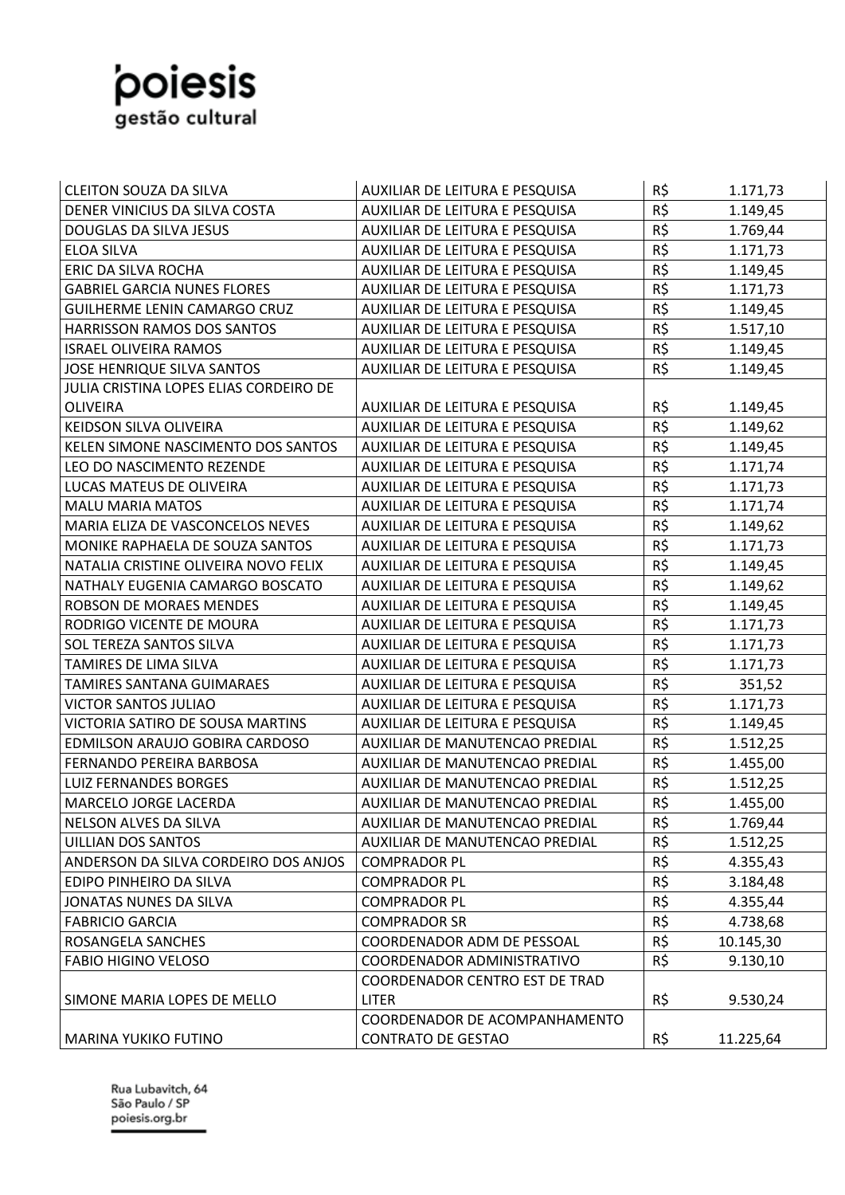| | | | |
|---|---|---|---|
| CLEITON SOUZA DA SILVA | AUXILIAR DE LEITURA E PESQUISA | R$ | 1.171,73 |
| DENER VINICIUS DA SILVA COSTA | AUXILIAR DE LEITURA E PESQUISA | R$ | 1.149,45 |
| DOUGLAS DA SILVA JESUS | AUXILIAR DE LEITURA E PESQUISA | R$ | 1.769,44 |
| ELOA SILVA | AUXILIAR DE LEITURA E PESQUISA | R$ | 1.171,73 |
| ERIC DA SILVA ROCHA | AUXILIAR DE LEITURA E PESQUISA | R$ | 1.149,45 |
| GABRIEL GARCIA NUNES FLORES | AUXILIAR DE LEITURA E PESQUISA | R$ | 1.171,73 |
| GUILHERME LENIN CAMARGO CRUZ | AUXILIAR DE LEITURA E PESQUISA | R$ | 1.149,45 |
| HARRISSON RAMOS DOS SANTOS | AUXILIAR DE LEITURA E PESQUISA | R$ | 1.517,10 |
| ISRAEL OLIVEIRA RAMOS | AUXILIAR DE LEITURA E PESQUISA | R$ | 1.149,45 |
| JOSE HENRIQUE SILVA SANTOS | AUXILIAR DE LEITURA E PESQUISA | R$ | 1.149,45 |
| JULIA CRISTINA LOPES ELIAS CORDEIRO DE OLIVEIRA | AUXILIAR DE LEITURA E PESQUISA | R$ | 1.149,45 |
| KEIDSON SILVA OLIVEIRA | AUXILIAR DE LEITURA E PESQUISA | R$ | 1.149,62 |
| KELEN SIMONE NASCIMENTO DOS SANTOS | AUXILIAR DE LEITURA E PESQUISA | R$ | 1.149,45 |
| LEO DO NASCIMENTO REZENDE | AUXILIAR DE LEITURA E PESQUISA | R$ | 1.171,74 |
| LUCAS MATEUS DE OLIVEIRA | AUXILIAR DE LEITURA E PESQUISA | R$ | 1.171,73 |
| MALU MARIA MATOS | AUXILIAR DE LEITURA E PESQUISA | R$ | 1.171,74 |
| MARIA ELIZA DE VASCONCELOS NEVES | AUXILIAR DE LEITURA E PESQUISA | R$ | 1.149,62 |
| MONIKE RAPHAELA DE SOUZA SANTOS | AUXILIAR DE LEITURA E PESQUISA | R$ | 1.171,73 |
| NATALIA CRISTINE OLIVEIRA NOVO FELIX | AUXILIAR DE LEITURA E PESQUISA | R$ | 1.149,45 |
| NATHALY EUGENIA CAMARGO BOSCATO | AUXILIAR DE LEITURA E PESQUISA | R$ | 1.149,62 |
| ROBSON DE MORAES MENDES | AUXILIAR DE LEITURA E PESQUISA | R$ | 1.149,45 |
| RODRIGO VICENTE DE MOURA | AUXILIAR DE LEITURA E PESQUISA | R$ | 1.171,73 |
| SOL TEREZA SANTOS SILVA | AUXILIAR DE LEITURA E PESQUISA | R$ | 1.171,73 |
| TAMIRES DE LIMA SILVA | AUXILIAR DE LEITURA E PESQUISA | R$ | 1.171,73 |
| TAMIRES SANTANA GUIMARAES | AUXILIAR DE LEITURA E PESQUISA | R$ | 351,52 |
| VICTOR SANTOS JULIAO | AUXILIAR DE LEITURA E PESQUISA | R$ | 1.171,73 |
| VICTORIA SATIRO DE SOUSA MARTINS | AUXILIAR DE LEITURA E PESQUISA | R$ | 1.149,45 |
| EDMILSON ARAUJO GOBIRA CARDOSO | AUXILIAR DE MANUTENCAO PREDIAL | R$ | 1.512,25 |
| FERNANDO PEREIRA BARBOSA | AUXILIAR DE MANUTENCAO PREDIAL | R$ | 1.455,00 |
| LUIZ FERNANDES BORGES | AUXILIAR DE MANUTENCAO PREDIAL | R$ | 1.512,25 |
| MARCELO JORGE LACERDA | AUXILIAR DE MANUTENCAO PREDIAL | R$ | 1.455,00 |
| NELSON ALVES DA SILVA | AUXILIAR DE MANUTENCAO PREDIAL | R$ | 1.769,44 |
| UILLIAN DOS SANTOS | AUXILIAR DE MANUTENCAO PREDIAL | R$ | 1.512,25 |
| ANDERSON DA SILVA CORDEIRO DOS ANJOS | COMPRADOR PL | R$ | 4.355,43 |
| EDIPO PINHEIRO DA SILVA | COMPRADOR PL | R$ | 3.184,48 |
| JONATAS NUNES DA SILVA | COMPRADOR PL | R$ | 4.355,44 |
| FABRICIO GARCIA | COMPRADOR SR | R$ | 4.738,68 |
| ROSANGELA SANCHES | COORDENADOR ADM DE PESSOAL | R$ | 10.145,30 |
| FABIO HIGINO VELOSO | COORDENADOR ADMINISTRATIVO | R$ | 9.130,10 |
| SIMONE MARIA LOPES DE MELLO | COORDENADOR CENTRO EST DE TRAD LITER | R$ | 9.530,24 |
| MARINA YUKIKO FUTINO | COORDENADOR DE ACOMPANHAMENTO CONTRATO DE GESTAO | R$ | 11.225,64 |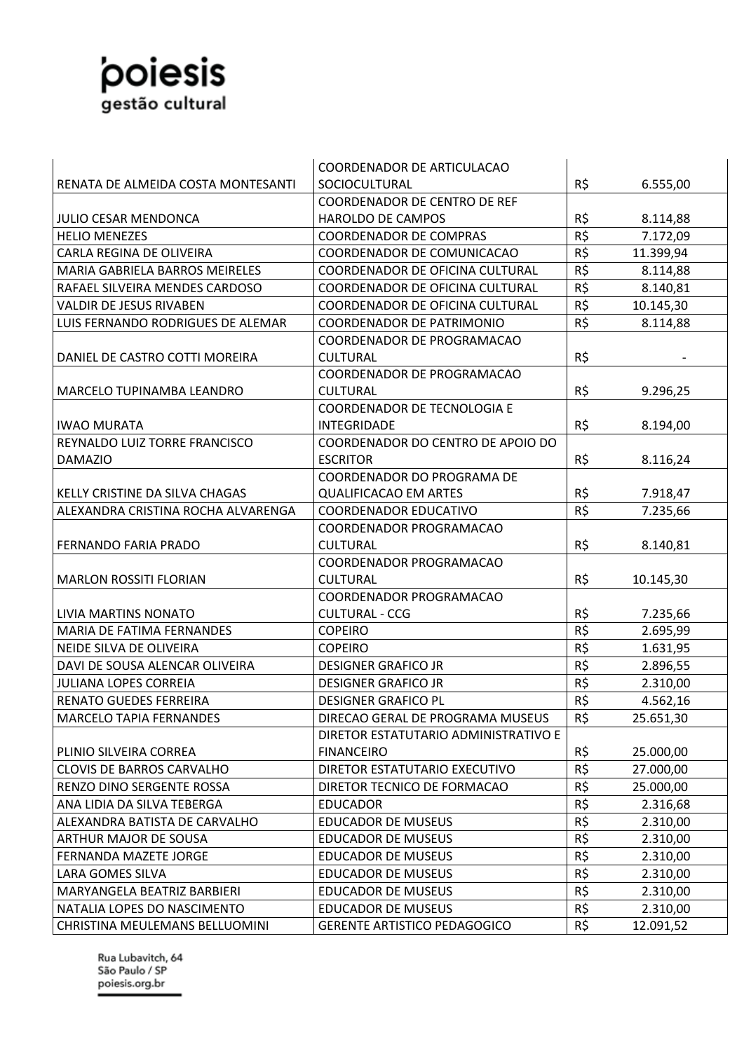| | | | |
|---|---|---|---|
| RENATA DE ALMEIDA COSTA MONTESANTI | COORDENADOR DE ARTICULACAO SOCIOCULTURAL | R$ | 6.555,00 |
| JULIO CESAR MENDONCA | COORDENADOR DE CENTRO DE REF HAROLDO DE CAMPOS | R$ | 8.114,88 |
| HELIO MENEZES | COORDENADOR DE COMPRAS | R$ | 7.172,09 |
| CARLA REGINA DE OLIVEIRA | COORDENADOR DE COMUNICACAO | R$ | 11.399,94 |
| MARIA GABRIELA BARROS MEIRELES | COORDENADOR DE OFICINA CULTURAL | R$ | 8.114,88 |
| RAFAEL SILVEIRA MENDES CARDOSO | COORDENADOR DE OFICINA CULTURAL | R$ | 8.140,81 |
| VALDIR DE JESUS RIVABEN | COORDENADOR DE OFICINA CULTURAL | R$ | 10.145,30 |
| LUIS FERNANDO RODRIGUES DE ALEMAR | COORDENADOR DE PATRIMONIO | R$ | 8.114,88 |
| DANIEL DE CASTRO COTTI MOREIRA | COORDENADOR DE PROGRAMACAO CULTURAL | R$ | - |
| MARCELO TUPINAMBA LEANDRO | COORDENADOR DE PROGRAMACAO CULTURAL | R$ | 9.296,25 |
| IWAO MURATA | COORDENADOR DE TECNOLOGIA E INTEGRIDADE | R$ | 8.194,00 |
| REYNALDO LUIZ TORRE FRANCISCO DAMAZIO | COORDENADOR DO CENTRO DE APOIO DO ESCRITOR | R$ | 8.116,24 |
| KELLY CRISTINE DA SILVA CHAGAS | COORDENADOR DO PROGRAMA DE QUALIFICACAO EM ARTES | R$ | 7.918,47 |
| ALEXANDRA CRISTINA ROCHA ALVARENGA | COORDENADOR EDUCATIVO | R$ | 7.235,66 |
| FERNANDO FARIA PRADO | COORDENADOR PROGRAMACAO CULTURAL | R$ | 8.140,81 |
| MARLON ROSSITI FLORIAN | COORDENADOR PROGRAMACAO CULTURAL | R$ | 10.145,30 |
| LIVIA MARTINS NONATO | COORDENADOR PROGRAMACAO CULTURAL - CCG | R$ | 7.235,66 |
| MARIA DE FATIMA FERNANDES | COPEIRO | R$ | 2.695,99 |
| NEIDE SILVA DE OLIVEIRA | COPEIRO | R$ | 1.631,95 |
| DAVI DE SOUSA ALENCAR OLIVEIRA | DESIGNER GRAFICO JR | R$ | 2.896,55 |
| JULIANA LOPES CORREIA | DESIGNER GRAFICO JR | R$ | 2.310,00 |
| RENATO GUEDES FERREIRA | DESIGNER GRAFICO PL | R$ | 4.562,16 |
| MARCELO TAPIA FERNANDES | DIRECAO GERAL DE PROGRAMA MUSEUS | R$ | 25.651,30 |
| PLINIO SILVEIRA CORREA | DIRETOR ESTATUTARIO ADMINISTRATIVO E FINANCEIRO | R$ | 25.000,00 |
| CLOVIS DE BARROS CARVALHO | DIRETOR ESTATUTARIO EXECUTIVO | R$ | 27.000,00 |
| RENZO DINO SERGENTE ROSSA | DIRETOR TECNICO DE FORMACAO | R$ | 25.000,00 |
| ANA LIDIA DA SILVA TEBERGA | EDUCADOR | R$ | 2.316,68 |
| ALEXANDRA BATISTA DE CARVALHO | EDUCADOR DE MUSEUS | R$ | 2.310,00 |
| ARTHUR MAJOR DE SOUSA | EDUCADOR DE MUSEUS | R$ | 2.310,00 |
| FERNANDA MAZETE JORGE | EDUCADOR DE MUSEUS | R$ | 2.310,00 |
| LARA GOMES SILVA | EDUCADOR DE MUSEUS | R$ | 2.310,00 |
| MARYANGELA BEATRIZ BARBIERI | EDUCADOR DE MUSEUS | R$ | 2.310,00 |
| NATALIA LOPES DO NASCIMENTO | EDUCADOR DE MUSEUS | R$ | 2.310,00 |
| CHRISTINA MEULEMANS BELLUOMINI | GERENTE ARTISTICO PEDAGOGICO | R$ | 12.091,52 |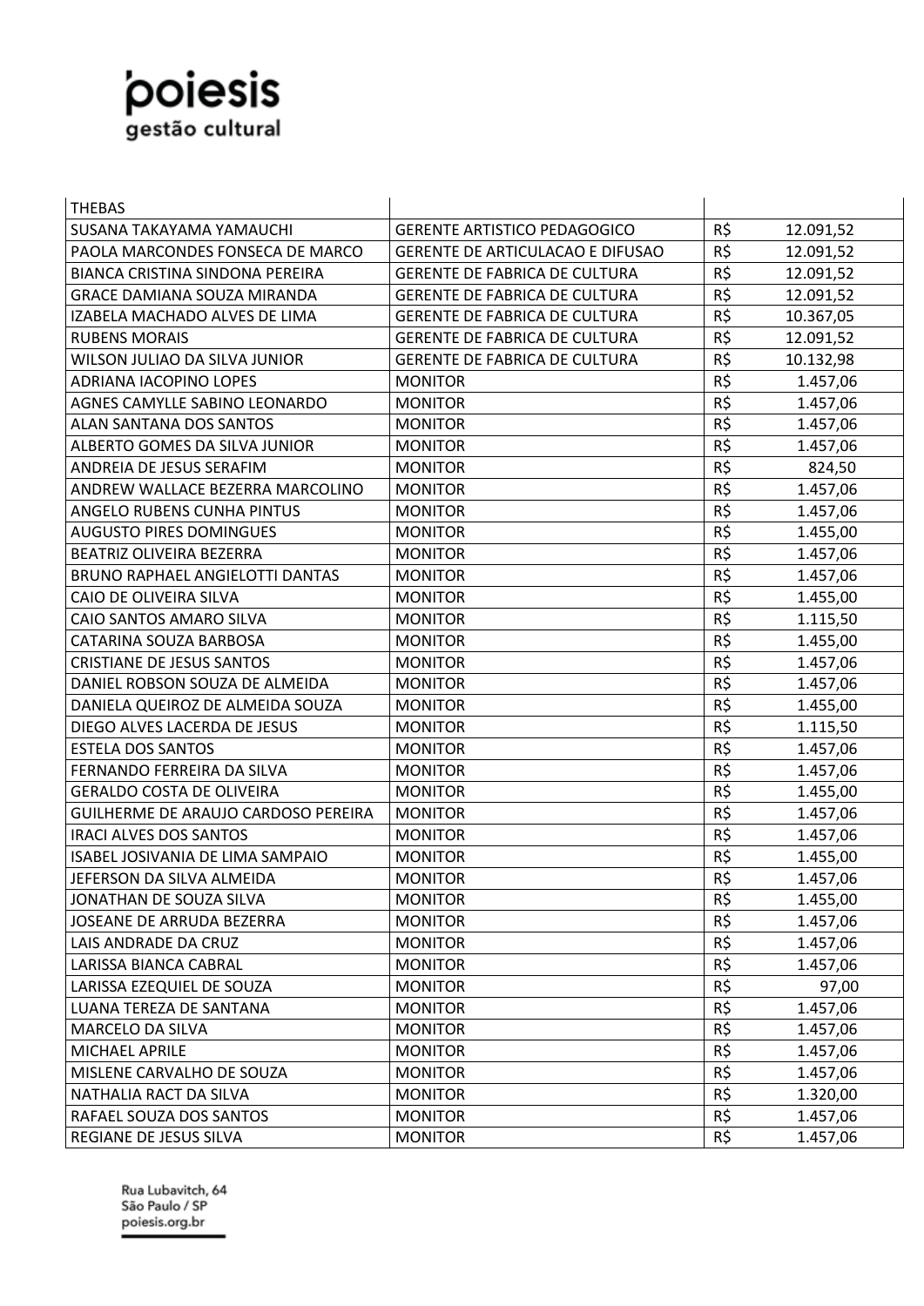| THEBAS | | |
|---|---|---|
| SUSANA TAKAYAMA YAMAUCHI | GERENTE ARTISTICO PEDAGOGICO | R$ 12.091,52 |
| PAOLA MARCONDES FONSECA DE MARCO | GERENTE DE ARTICULACAO E DIFUSAO | R$ 12.091,52 |
| BIANCA CRISTINA SINDONA PEREIRA | GERENTE DE FABRICA DE CULTURA | R$ 12.091,52 |
| GRACE DAMIANA SOUZA MIRANDA | GERENTE DE FABRICA DE CULTURA | R$ 12.091,52 |
| IZABELA MACHADO ALVES DE LIMA | GERENTE DE FABRICA DE CULTURA | R$ 10.367,05 |
| RUBENS MORAIS | GERENTE DE FABRICA DE CULTURA | R$ 12.091,52 |
| WILSON JULIAO DA SILVA JUNIOR | GERENTE DE FABRICA DE CULTURA | R$ 10.132,98 |
| ADRIANA IACOPINO LOPES | MONITOR | R$ 1.457,06 |
| AGNES CAMYLLE SABINO LEONARDO | MONITOR | R$ 1.457,06 |
| ALAN SANTANA DOS SANTOS | MONITOR | R$ 1.457,06 |
| ALBERTO GOMES DA SILVA JUNIOR | MONITOR | R$ 1.457,06 |
| ANDREIA DE JESUS SERAFIM | MONITOR | R$ 824,50 |
| ANDREW WALLACE BEZERRA MARCOLINO | MONITOR | R$ 1.457,06 |
| ANGELO RUBENS CUNHA PINTUS | MONITOR | R$ 1.457,06 |
| AUGUSTO PIRES DOMINGUES | MONITOR | R$ 1.455,00 |
| BEATRIZ OLIVEIRA BEZERRA | MONITOR | R$ 1.457,06 |
| BRUNO RAPHAEL ANGIELOTTI DANTAS | MONITOR | R$ 1.457,06 |
| CAIO DE OLIVEIRA SILVA | MONITOR | R$ 1.455,00 |
| CAIO SANTOS AMARO SILVA | MONITOR | R$ 1.115,50 |
| CATARINA SOUZA BARBOSA | MONITOR | R$ 1.455,00 |
| CRISTIANE DE JESUS SANTOS | MONITOR | R$ 1.457,06 |
| DANIEL ROBSON SOUZA DE ALMEIDA | MONITOR | R$ 1.457,06 |
| DANIELA QUEIROZ DE ALMEIDA SOUZA | MONITOR | R$ 1.455,00 |
| DIEGO ALVES LACERDA DE JESUS | MONITOR | R$ 1.115,50 |
| ESTELA DOS SANTOS | MONITOR | R$ 1.457,06 |
| FERNANDO FERREIRA DA SILVA | MONITOR | R$ 1.457,06 |
| GERALDO COSTA DE OLIVEIRA | MONITOR | R$ 1.455,00 |
| GUILHERME DE ARAUJO CARDOSO PEREIRA | MONITOR | R$ 1.457,06 |
| IRACI ALVES DOS SANTOS | MONITOR | R$ 1.457,06 |
| ISABEL JOSIVANIA DE LIMA SAMPAIO | MONITOR | R$ 1.455,00 |
| JEFERSON DA SILVA ALMEIDA | MONITOR | R$ 1.457,06 |
| JONATHAN DE SOUZA SILVA | MONITOR | R$ 1.455,00 |
| JOSEANE DE ARRUDA BEZERRA | MONITOR | R$ 1.457,06 |
| LAIS ANDRADE DA CRUZ | MONITOR | R$ 1.457,06 |
| LARISSA BIANCA CABRAL | MONITOR | R$ 1.457,06 |
| LARISSA EZEQUIEL DE SOUZA | MONITOR | R$ 97,00 |
| LUANA TEREZA DE SANTANA | MONITOR | R$ 1.457,06 |
| MARCELO DA SILVA | MONITOR | R$ 1.457,06 |
| MICHAEL APRILE | MONITOR | R$ 1.457,06 |
| MISLENE CARVALHO DE SOUZA | MONITOR | R$ 1.457,06 |
| NATHALIA RACT DA SILVA | MONITOR | R$ 1.320,00 |
| RAFAEL SOUZA DOS SANTOS | MONITOR | R$ 1.457,06 |
| REGIANE DE JESUS SILVA | MONITOR | R$ 1.457,06 |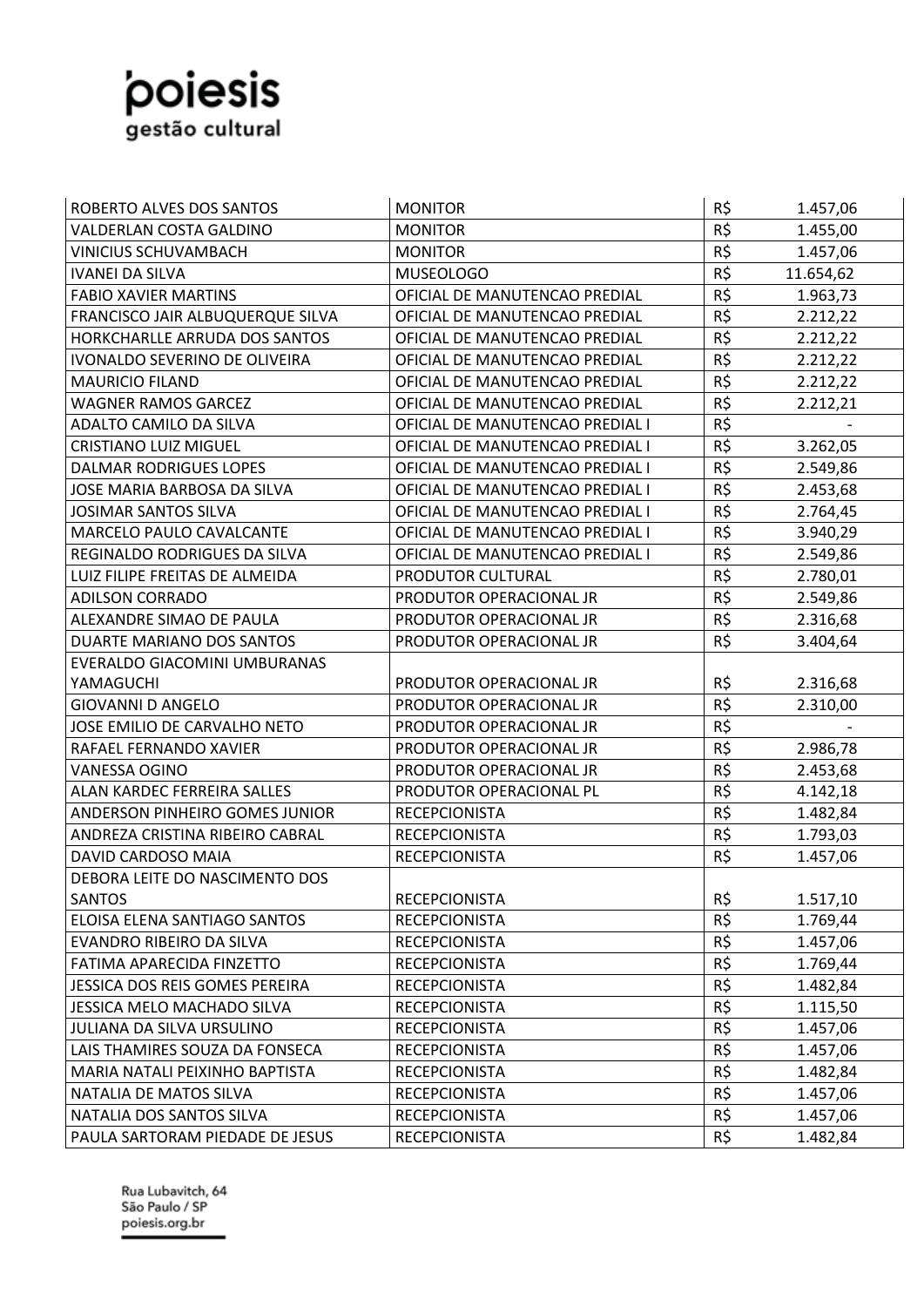| | | | |
|---|---|---|---|
| ROBERTO ALVES DOS SANTOS | MONITOR | R$ | 1.457,06 |
| VALDERLAN COSTA GALDINO | MONITOR | R$ | 1.455,00 |
| VINICIUS SCHUVAMBACH | MONITOR | R$ | 1.457,06 |
| IVANEI DA SILVA | MUSEOLOGO | R$ | 11.654,62 |
| FABIO XAVIER MARTINS | OFICIAL DE MANUTENCAO PREDIAL | R$ | 1.963,73 |
| FRANCISCO JAIR ALBUQUERQUE SILVA | OFICIAL DE MANUTENCAO PREDIAL | R$ | 2.212,22 |
| HORKCHARLLE ARRUDA DOS SANTOS | OFICIAL DE MANUTENCAO PREDIAL | R$ | 2.212,22 |
| IVONALDO SEVERINO DE OLIVEIRA | OFICIAL DE MANUTENCAO PREDIAL | R$ | 2.212,22 |
| MAURICIO FILAND | OFICIAL DE MANUTENCAO PREDIAL | R$ | 2.212,22 |
| WAGNER RAMOS GARCEZ | OFICIAL DE MANUTENCAO PREDIAL | R$ | 2.212,21 |
| ADALTO CAMILO DA SILVA | OFICIAL DE MANUTENCAO PREDIAL I | R$ | - |
| CRISTIANO LUIZ MIGUEL | OFICIAL DE MANUTENCAO PREDIAL I | R$ | 3.262,05 |
| DALMAR RODRIGUES LOPES | OFICIAL DE MANUTENCAO PREDIAL I | R$ | 2.549,86 |
| JOSE MARIA BARBOSA DA SILVA | OFICIAL DE MANUTENCAO PREDIAL I | R$ | 2.453,68 |
| JOSIMAR SANTOS SILVA | OFICIAL DE MANUTENCAO PREDIAL I | R$ | 2.764,45 |
| MARCELO PAULO CAVALCANTE | OFICIAL DE MANUTENCAO PREDIAL I | R$ | 3.940,29 |
| REGINALDO RODRIGUES DA SILVA | OFICIAL DE MANUTENCAO PREDIAL I | R$ | 2.549,86 |
| LUIZ FILIPE FREITAS DE ALMEIDA | PRODUTOR CULTURAL | R$ | 2.780,01 |
| ADILSON CORRADO | PRODUTOR OPERACIONAL JR | R$ | 2.549,86 |
| ALEXANDRE SIMAO DE PAULA | PRODUTOR OPERACIONAL JR | R$ | 2.316,68 |
| DUARTE MARIANO DOS SANTOS | PRODUTOR OPERACIONAL JR | R$ | 3.404,64 |
| EVERALDO GIACOMINI UMBURANAS YAMAGUCHI | PRODUTOR OPERACIONAL JR | R$ | 2.316,68 |
| GIOVANNI D ANGELO | PRODUTOR OPERACIONAL JR | R$ | 2.310,00 |
| JOSE EMILIO DE CARVALHO NETO | PRODUTOR OPERACIONAL JR | R$ | - |
| RAFAEL FERNANDO XAVIER | PRODUTOR OPERACIONAL JR | R$ | 2.986,78 |
| VANESSA OGINO | PRODUTOR OPERACIONAL JR | R$ | 2.453,68 |
| ALAN KARDEC FERREIRA SALLES | PRODUTOR OPERACIONAL PL | R$ | 4.142,18 |
| ANDERSON PINHEIRO GOMES JUNIOR | RECEPCIONISTA | R$ | 1.482,84 |
| ANDREZA CRISTINA RIBEIRO CABRAL | RECEPCIONISTA | R$ | 1.793,03 |
| DAVID CARDOSO MAIA | RECEPCIONISTA | R$ | 1.457,06 |
| DEBORA LEITE DO NASCIMENTO DOS SANTOS | RECEPCIONISTA | R$ | 1.517,10 |
| ELOISA ELENA SANTIAGO SANTOS | RECEPCIONISTA | R$ | 1.769,44 |
| EVANDRO RIBEIRO DA SILVA | RECEPCIONISTA | R$ | 1.457,06 |
| FATIMA APARECIDA FINZETTO | RECEPCIONISTA | R$ | 1.769,44 |
| JESSICA DOS REIS GOMES PEREIRA | RECEPCIONISTA | R$ | 1.482,84 |
| JESSICA MELO MACHADO SILVA | RECEPCIONISTA | R$ | 1.115,50 |
| JULIANA DA SILVA URSULINO | RECEPCIONISTA | R$ | 1.457,06 |
| LAIS THAMIRES SOUZA DA FONSECA | RECEPCIONISTA | R$ | 1.457,06 |
| MARIA NATALI PEIXINHO BAPTISTA | RECEPCIONISTA | R$ | 1.482,84 |
| NATALIA DE MATOS SILVA | RECEPCIONISTA | R$ | 1.457,06 |
| NATALIA DOS SANTOS SILVA | RECEPCIONISTA | R$ | 1.457,06 |
| PAULA SARTORAM PIEDADE DE JESUS | RECEPCIONISTA | R$ | 1.482,84 |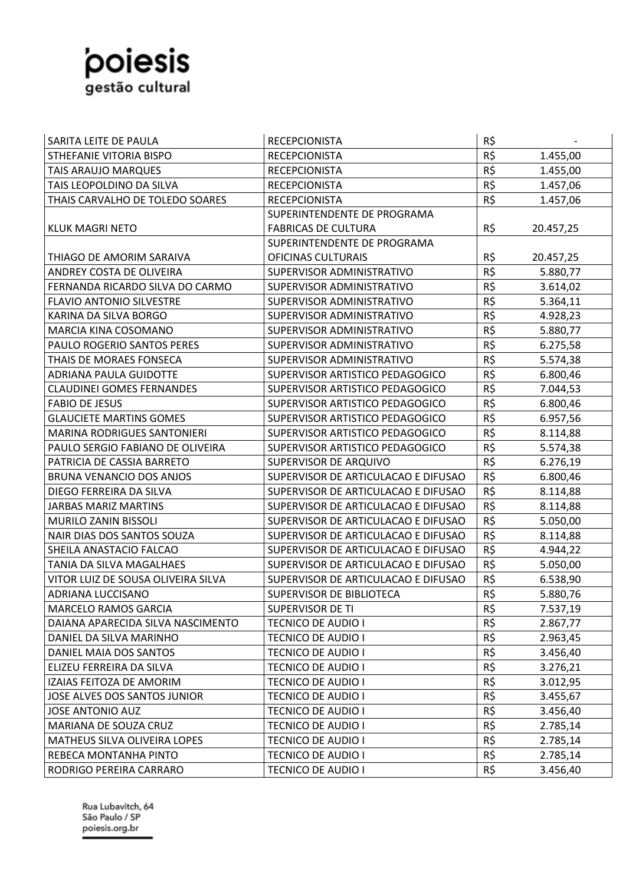| | | |
|---|---|---|
| SARITA LEITE DE PAULA | RECEPCIONISTA | R$ - |
| STHEFANIE VITORIA BISPO | RECEPCIONISTA | R$ 1.455,00 |
| TAIS ARAUJO MARQUES | RECEPCIONISTA | R$ 1.455,00 |
| TAIS LEOPOLDINO DA SILVA | RECEPCIONISTA | R$ 1.457,06 |
| THAIS CARVALHO DE TOLEDO SOARES | RECEPCIONISTA | R$ 1.457,06 |
| KLUK MAGRI NETO | SUPERINTENDENTE DE PROGRAMA FABRICAS DE CULTURA | R$ 20.457,25 |
| THIAGO DE AMORIM SARAIVA | SUPERINTENDENTE DE PROGRAMA OFICINAS CULTURAIS | R$ 20.457,25 |
| ANDREY COSTA DE OLIVEIRA | SUPERVISOR ADMINISTRATIVO | R$ 5.880,77 |
| FERNANDA RICARDO SILVA DO CARMO | SUPERVISOR ADMINISTRATIVO | R$ 3.614,02 |
| FLAVIO ANTONIO SILVESTRE | SUPERVISOR ADMINISTRATIVO | R$ 5.364,11 |
| KARINA DA SILVA BORGO | SUPERVISOR ADMINISTRATIVO | R$ 4.928,23 |
| MARCIA KINA COSOMANO | SUPERVISOR ADMINISTRATIVO | R$ 5.880,77 |
| PAULO ROGERIO SANTOS PERES | SUPERVISOR ADMINISTRATIVO | R$ 6.275,58 |
| THAIS DE MORAES FONSECA | SUPERVISOR ADMINISTRATIVO | R$ 5.574,38 |
| ADRIANA PAULA GUIDOTTE | SUPERVISOR ARTISTICO PEDAGOGICO | R$ 6.800,46 |
| CLAUDINEI GOMES FERNANDES | SUPERVISOR ARTISTICO PEDAGOGICO | R$ 7.044,53 |
| FABIO DE JESUS | SUPERVISOR ARTISTICO PEDAGOGICO | R$ 6.800,46 |
| GLAUCIETE MARTINS GOMES | SUPERVISOR ARTISTICO PEDAGOGICO | R$ 6.957,56 |
| MARINA RODRIGUES SANTONIERI | SUPERVISOR ARTISTICO PEDAGOGICO | R$ 8.114,88 |
| PAULO SERGIO FABIANO DE OLIVEIRA | SUPERVISOR ARTISTICO PEDAGOGICO | R$ 5.574,38 |
| PATRICIA DE CASSIA BARRETO | SUPERVISOR DE ARQUIVO | R$ 6.276,19 |
| BRUNA VENANCIO DOS ANJOS | SUPERVISOR DE ARTICULACAO E DIFUSAO | R$ 6.800,46 |
| DIEGO FERREIRA DA SILVA | SUPERVISOR DE ARTICULACAO E DIFUSAO | R$ 8.114,88 |
| JARBAS MARIZ MARTINS | SUPERVISOR DE ARTICULACAO E DIFUSAO | R$ 8.114,88 |
| MURILO ZANIN BISSOLI | SUPERVISOR DE ARTICULACAO E DIFUSAO | R$ 5.050,00 |
| NAIR DIAS DOS SANTOS SOUZA | SUPERVISOR DE ARTICULACAO E DIFUSAO | R$ 8.114,88 |
| SHEILA ANASTACIO FALCAO | SUPERVISOR DE ARTICULACAO E DIFUSAO | R$ 4.944,22 |
| TANIA DA SILVA MAGALHAES | SUPERVISOR DE ARTICULACAO E DIFUSAO | R$ 5.050,00 |
| VITOR LUIZ DE SOUSA OLIVEIRA SILVA | SUPERVISOR DE ARTICULACAO E DIFUSAO | R$ 6.538,90 |
| ADRIANA LUCCISANO | SUPERVISOR DE BIBLIOTECA | R$ 5.880,76 |
| MARCELO RAMOS GARCIA | SUPERVISOR DE TI | R$ 7.537,19 |
| DAIANA APARECIDA SILVA NASCIMENTO | TECNICO DE AUDIO I | R$ 2.867,77 |
| DANIEL DA SILVA MARINHO | TECNICO DE AUDIO I | R$ 2.963,45 |
| DANIEL MAIA DOS SANTOS | TECNICO DE AUDIO I | R$ 3.456,40 |
| ELIZEU FERREIRA DA SILVA | TECNICO DE AUDIO I | R$ 3.276,21 |
| IZAIAS FEITOZA DE AMORIM | TECNICO DE AUDIO I | R$ 3.012,95 |
| JOSE ALVES DOS SANTOS JUNIOR | TECNICO DE AUDIO I | R$ 3.455,67 |
| JOSE ANTONIO AUZ | TECNICO DE AUDIO I | R$ 3.456,40 |
| MARIANA DE SOUZA CRUZ | TECNICO DE AUDIO I | R$ 2.785,14 |
| MATHEUS SILVA OLIVEIRA LOPES | TECNICO DE AUDIO I | R$ 2.785,14 |
| REBECA MONTANHA PINTO | TECNICO DE AUDIO I | R$ 2.785,14 |
| RODRIGO PEREIRA CARRARO | TECNICO DE AUDIO I | R$ 3.456,40 |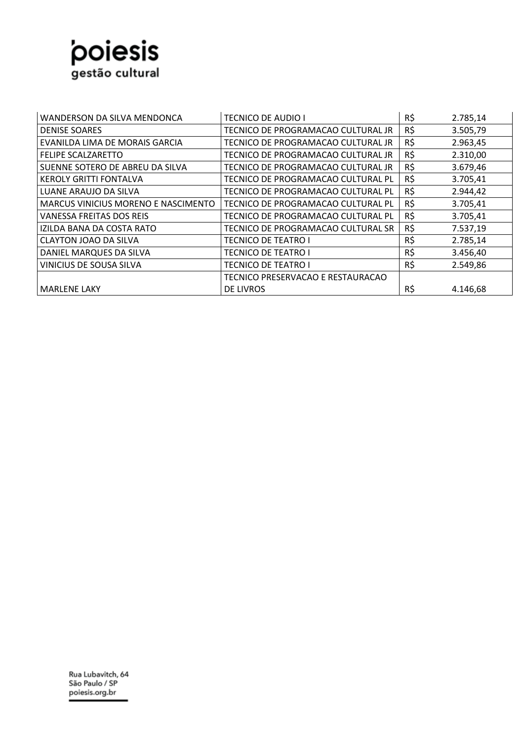| | | | |
|---|---|---|---|
| WANDERSON DA SILVA MENDONCA | TECNICO DE AUDIO I | R$ | 2.785,14 |
| DENISE SOARES | TECNICO DE PROGRAMACAO CULTURAL JR | R$ | 3.505,79 |
| EVANILDA LIMA DE MORAIS GARCIA | TECNICO DE PROGRAMACAO CULTURAL JR | R$ | 2.963,45 |
| FELIPE SCALZARETTO | TECNICO DE PROGRAMACAO CULTURAL JR | R$ | 2.310,00 |
| SUENNE SOTERO DE ABREU DA SILVA | TECNICO DE PROGRAMACAO CULTURAL JR | R$ | 3.679,46 |
| KEROLY GRITTI FONTALVA | TECNICO DE PROGRAMACAO CULTURAL PL | R$ | 3.705,41 |
| LUANE ARAUJO DA SILVA | TECNICO DE PROGRAMACAO CULTURAL PL | R$ | 2.944,42 |
| MARCUS VINICIUS MORENO E NASCIMENTO | TECNICO DE PROGRAMACAO CULTURAL PL | R$ | 3.705,41 |
| VANESSA FREITAS DOS REIS | TECNICO DE PROGRAMACAO CULTURAL PL | R$ | 3.705,41 |
| IZILDA BANA DA COSTA RATO | TECNICO DE PROGRAMACAO CULTURAL SR | R$ | 7.537,19 |
| CLAYTON JOAO DA SILVA | TECNICO DE TEATRO I | R$ | 2.785,14 |
| DANIEL MARQUES DA SILVA | TECNICO DE TEATRO I | R$ | 3.456,40 |
| VINICIUS DE SOUSA SILVA | TECNICO DE TEATRO I | R$ | 2.549,86 |
| MARLENE LAKY | TECNICO PRESERVACAO E RESTAURACAO DE LIVROS | R$ | 4.146,68 |